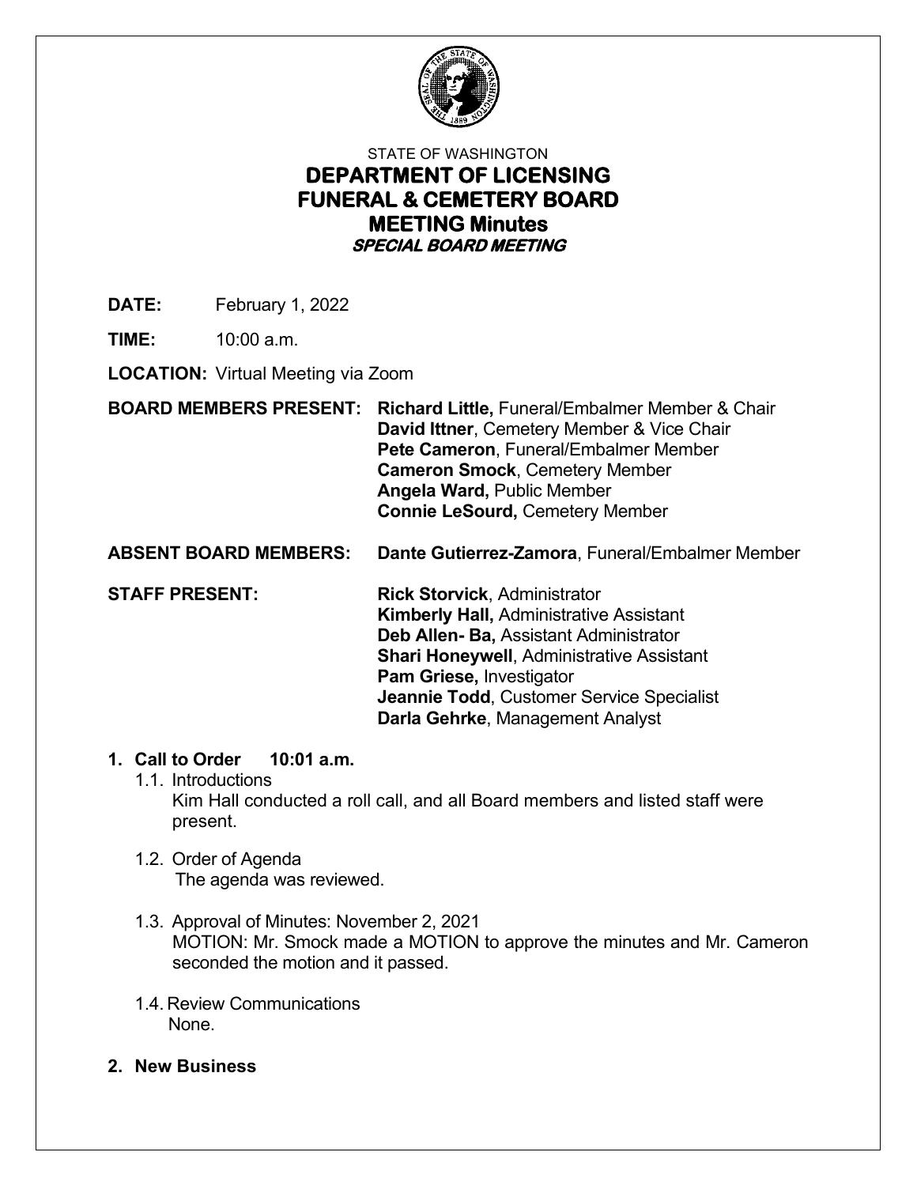STATE OF WASHINGTON

# DEPARTMENT OF LICENSING
# FUNERAL & CEMETERY BOARD
# MEETING Minutes

***SPECIAL BOARD MEETING***

**DATE:** February 1, 2022

**TIME:** 10:00 a.m.

**LOCATION:** Virtual Meeting via Zoom

**BOARD MEMBERS PRESENT:**
**Richard Little,** Funeral/Embalmer Member & Chair
**David Ittner**, Cemetery Member & Vice Chair
**Pete Cameron**, Funeral/Embalmer Member
**Cameron Smock**, Cemetery Member
**Angela Ward,** Public Member
**Connie LeSourd,** Cemetery Member

**ABSENT BOARD MEMBERS:**
**Dante Gutierrez-Zamora**, Funeral/Embalmer Member

**STAFF PRESENT:**
**Rick Storvick**, Administrator
**Kimberly Hall,** Administrative Assistant
**Deb Allen- Ba,** Assistant Administrator
**Shari Honeywell**, Administrative Assistant
**Pam Griese,** Investigator
**Jeannie Todd**, Customer Service Specialist
**Darla Gehrke**, Management Analyst

**1. Call to Order 10:01 a.m.**

1.1. Introductions
Kim Hall conducted a roll call, and all Board members and listed staff were present.

1.2. Order of Agenda
The agenda was reviewed.

1.3. Approval of Minutes: November 2, 2021
MOTION: Mr. Smock made a MOTION to approve the minutes and Mr. Cameron seconded the motion and it passed.

1.4. Review Communications
None.

**2. New Business**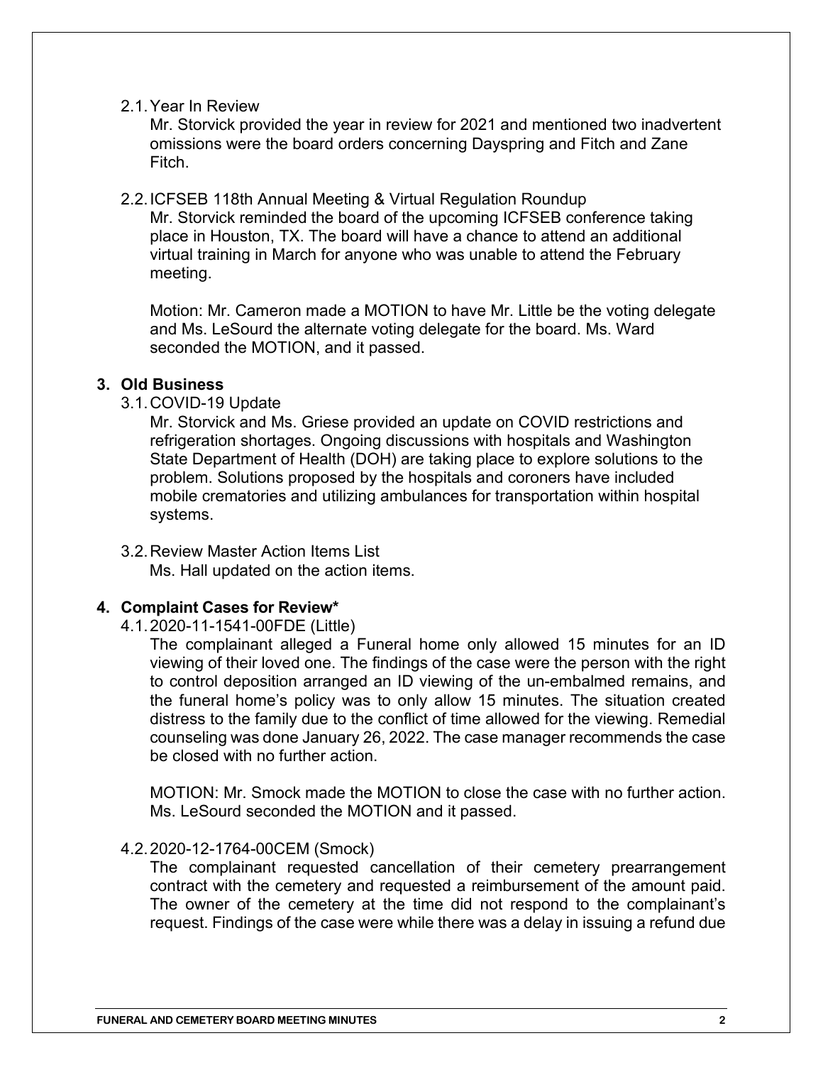2.1. Year In Review

Mr. Storvick provided the year in review for 2021 and mentioned two inadvertent omissions were the board orders concerning Dayspring and Fitch and Zane Fitch.

2.2. ICFSEB 118th Annual Meeting & Virtual Regulation Roundup

Mr. Storvick reminded the board of the upcoming ICFSEB conference taking place in Houston, TX. The board will have a chance to attend an additional virtual training in March for anyone who was unable to attend the February meeting.

Motion: Mr. Cameron made a MOTION to have Mr. Little be the voting delegate and Ms. LeSourd the alternate voting delegate for the board. Ms. Ward seconded the MOTION, and it passed.

## 3. Old Business

3.1. COVID-19 Update

Mr. Storvick and Ms. Griese provided an update on COVID restrictions and refrigeration shortages. Ongoing discussions with hospitals and Washington State Department of Health (DOH) are taking place to explore solutions to the problem. Solutions proposed by the hospitals and coroners have included mobile crematories and utilizing ambulances for transportation within hospital systems.

3.2. Review Master Action Items List

Ms. Hall updated on the action items.

## 4. Complaint Cases for Review*

4.1. 2020-11-1541-00FDE (Little)

The complainant alleged a Funeral home only allowed 15 minutes for an ID viewing of their loved one. The findings of the case were the person with the right to control deposition arranged an ID viewing of the un-embalmed remains, and the funeral home's policy was to only allow 15 minutes. The situation created distress to the family due to the conflict of time allowed for the viewing. Remedial counseling was done January 26, 2022. The case manager recommends the case be closed with no further action.

MOTION: Mr. Smock made the MOTION to close the case with no further action. Ms. LeSourd seconded the MOTION and it passed.

4.2. 2020-12-1764-00CEM (Smock)

The complainant requested cancellation of their cemetery prearrangement contract with the cemetery and requested a reimbursement of the amount paid. The owner of the cemetery at the time did not respond to the complainant's request. Findings of the case were while there was a delay in issuing a refund due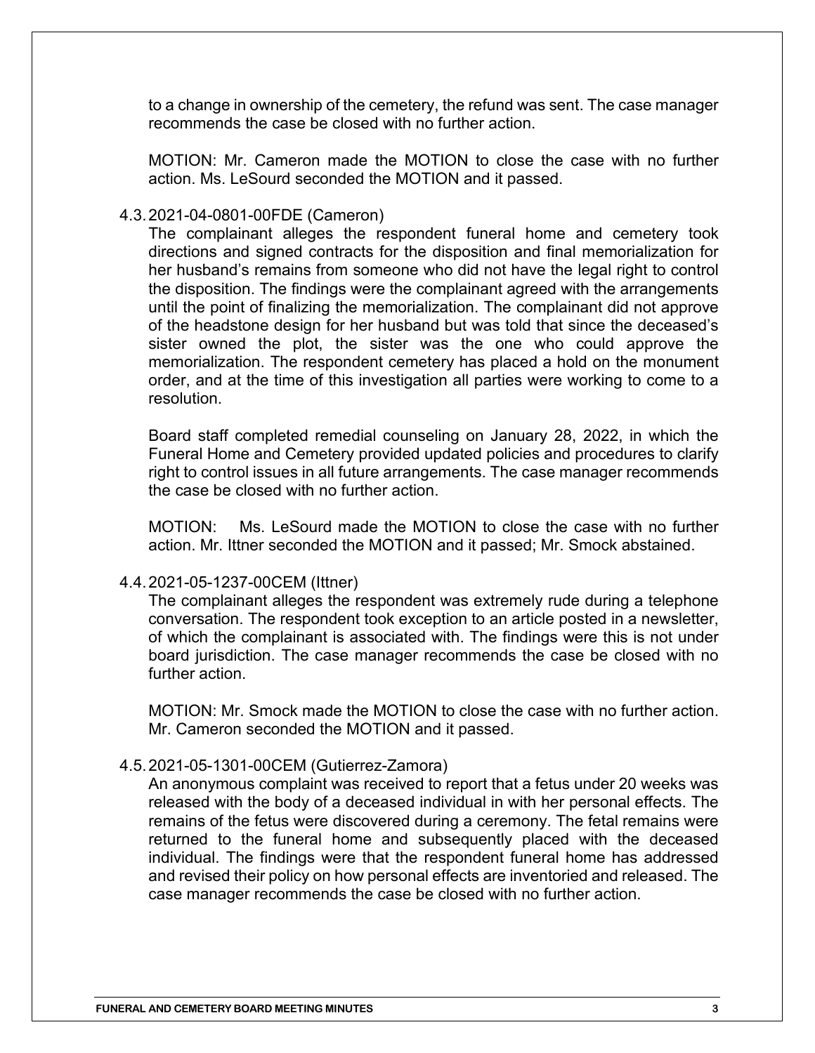to a change in ownership of the cemetery, the refund was sent. The case manager recommends the case be closed with no further action.

MOTION: Mr. Cameron made the MOTION to close the case with no further action. Ms. LeSourd seconded the MOTION and it passed.

4.3. 2021-04-0801-00FDE (Cameron)

The complainant alleges the respondent funeral home and cemetery took directions and signed contracts for the disposition and final memorialization for her husband's remains from someone who did not have the legal right to control the disposition. The findings were the complainant agreed with the arrangements until the point of finalizing the memorialization. The complainant did not approve of the headstone design for her husband but was told that since the deceased's sister owned the plot, the sister was the one who could approve the memorialization. The respondent cemetery has placed a hold on the monument order, and at the time of this investigation all parties were working to come to a resolution.

Board staff completed remedial counseling on January 28, 2022, in which the Funeral Home and Cemetery provided updated policies and procedures to clarify right to control issues in all future arrangements. The case manager recommends the case be closed with no further action.

MOTION: Ms. LeSourd made the MOTION to close the case with no further action. Mr. Ittner seconded the MOTION and it passed; Mr. Smock abstained.

4.4. 2021-05-1237-00CEM (Ittner)

The complainant alleges the respondent was extremely rude during a telephone conversation. The respondent took exception to an article posted in a newsletter, of which the complainant is associated with. The findings were this is not under board jurisdiction. The case manager recommends the case be closed with no further action.

MOTION: Mr. Smock made the MOTION to close the case with no further action. Mr. Cameron seconded the MOTION and it passed.

4.5. 2021-05-1301-00CEM (Gutierrez-Zamora)

An anonymous complaint was received to report that a fetus under 20 weeks was released with the body of a deceased individual in with her personal effects. The remains of the fetus were discovered during a ceremony. The fetal remains were returned to the funeral home and subsequently placed with the deceased individual. The findings were that the respondent funeral home has addressed and revised their policy on how personal effects are inventoried and released. The case manager recommends the case be closed with no further action.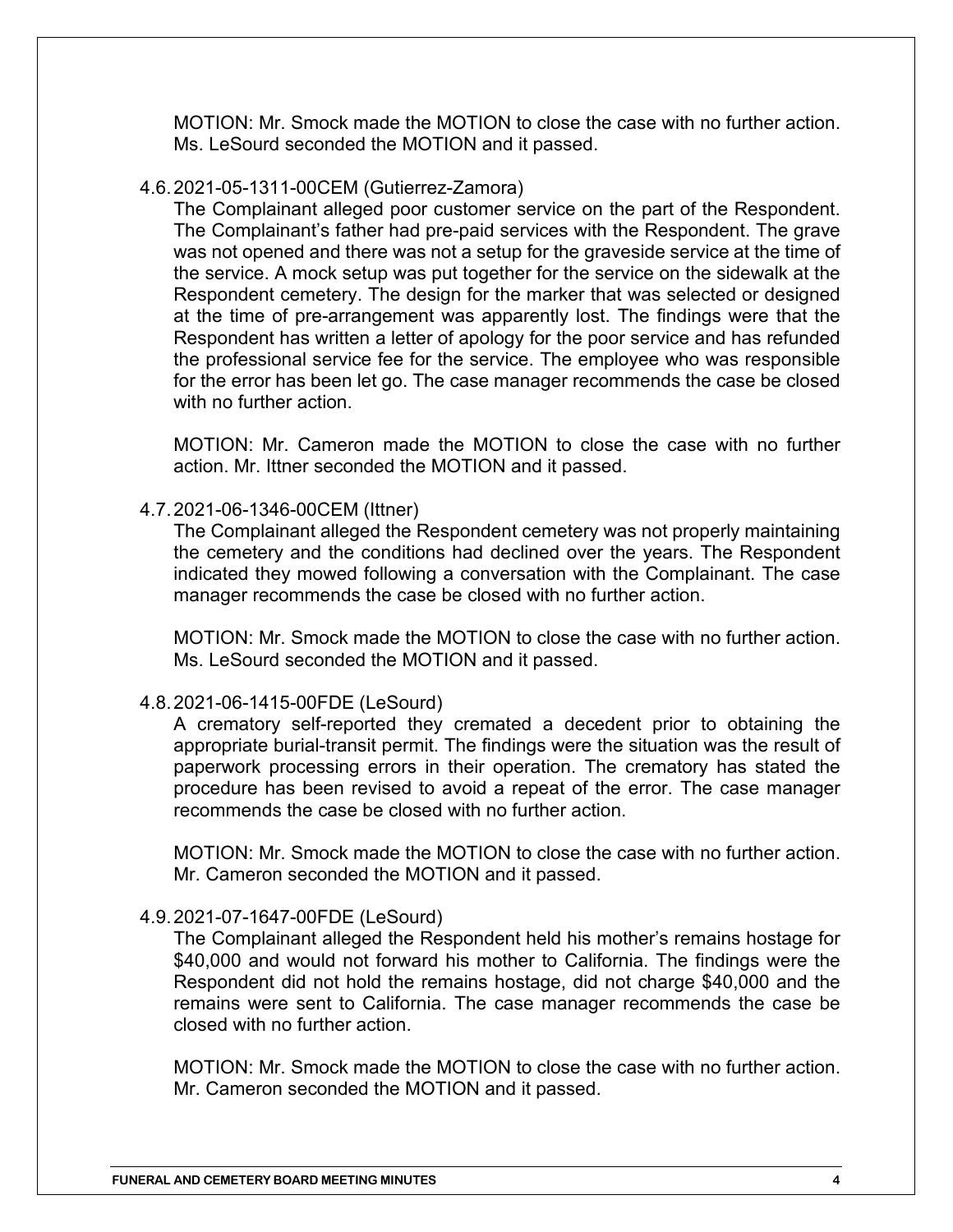MOTION: Mr. Smock made the MOTION to close the case with no further action. Ms. LeSourd seconded the MOTION and it passed.

4.6. 2021-05-1311-00CEM (Gutierrez-Zamora)

The Complainant alleged poor customer service on the part of the Respondent. The Complainant's father had pre-paid services with the Respondent. The grave was not opened and there was not a setup for the graveside service at the time of the service. A mock setup was put together for the service on the sidewalk at the Respondent cemetery. The design for the marker that was selected or designed at the time of pre-arrangement was apparently lost. The findings were that the Respondent has written a letter of apology for the poor service and has refunded the professional service fee for the service. The employee who was responsible for the error has been let go. The case manager recommends the case be closed with no further action.

MOTION: Mr. Cameron made the MOTION to close the case with no further action. Mr. Ittner seconded the MOTION and it passed.

4.7. 2021-06-1346-00CEM (Ittner)

The Complainant alleged the Respondent cemetery was not properly maintaining the cemetery and the conditions had declined over the years. The Respondent indicated they mowed following a conversation with the Complainant. The case manager recommends the case be closed with no further action.

MOTION: Mr. Smock made the MOTION to close the case with no further action. Ms. LeSourd seconded the MOTION and it passed.

4.8. 2021-06-1415-00FDE (LeSourd)

A crematory self-reported they cremated a decedent prior to obtaining the appropriate burial-transit permit. The findings were the situation was the result of paperwork processing errors in their operation. The crematory has stated the procedure has been revised to avoid a repeat of the error. The case manager recommends the case be closed with no further action.

MOTION: Mr. Smock made the MOTION to close the case with no further action. Mr. Cameron seconded the MOTION and it passed.

4.9. 2021-07-1647-00FDE (LeSourd)

The Complainant alleged the Respondent held his mother's remains hostage for $40,000 and would not forward his mother to California. The findings were the Respondent did not hold the remains hostage, did not charge $40,000 and the remains were sent to California. The case manager recommends the case be closed with no further action.

MOTION: Mr. Smock made the MOTION to close the case with no further action. Mr. Cameron seconded the MOTION and it passed.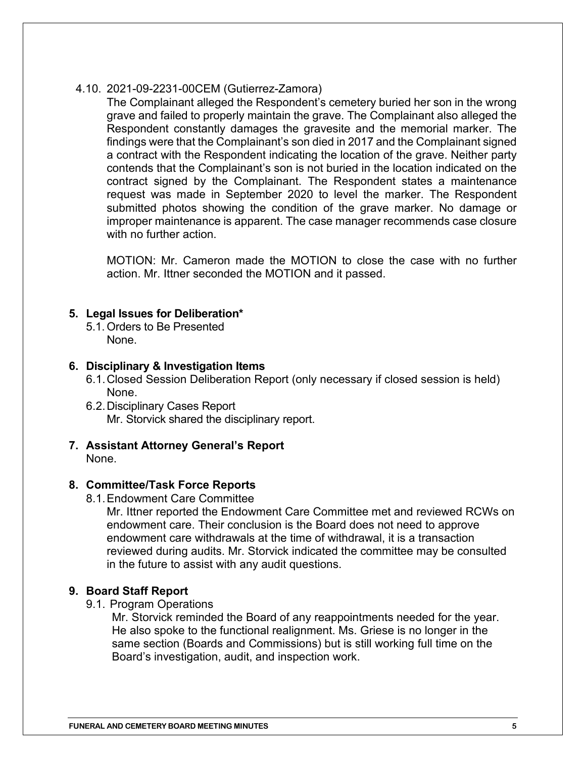4.10. 2021-09-2231-00CEM (Gutierrez-Zamora)

The Complainant alleged the Respondent's cemetery buried her son in the wrong grave and failed to properly maintain the grave. The Complainant also alleged the Respondent constantly damages the gravesite and the memorial marker. The findings were that the Complainant's son died in 2017 and the Complainant signed a contract with the Respondent indicating the location of the grave. Neither party contends that the Complainant's son is not buried in the location indicated on the contract signed by the Complainant. The Respondent states a maintenance request was made in September 2020 to level the marker. The Respondent submitted photos showing the condition of the grave marker. No damage or improper maintenance is apparent. The case manager recommends case closure with no further action.

MOTION: Mr. Cameron made the MOTION to close the case with no further action. Mr. Ittner seconded the MOTION and it passed.

## 5. Legal Issues for Deliberation*

5.1. Orders to Be Presented

None.

## 6. Disciplinary & Investigation Items

6.1. Closed Session Deliberation Report (only necessary if closed session is held)

None.

6.2. Disciplinary Cases Report

Mr. Storvick shared the disciplinary report.

## 7. Assistant Attorney General's Report

None.

## 8. Committee/Task Force Reports

8.1. Endowment Care Committee

Mr. Ittner reported the Endowment Care Committee met and reviewed RCWs on endowment care. Their conclusion is the Board does not need to approve endowment care withdrawals at the time of withdrawal, it is a transaction reviewed during audits. Mr. Storvick indicated the committee may be consulted in the future to assist with any audit questions.

## 9. Board Staff Report

9.1. Program Operations

Mr. Storvick reminded the Board of any reappointments needed for the year. He also spoke to the functional realignment. Ms. Griese is no longer in the same section (Boards and Commissions) but is still working full time on the Board's investigation, audit, and inspection work.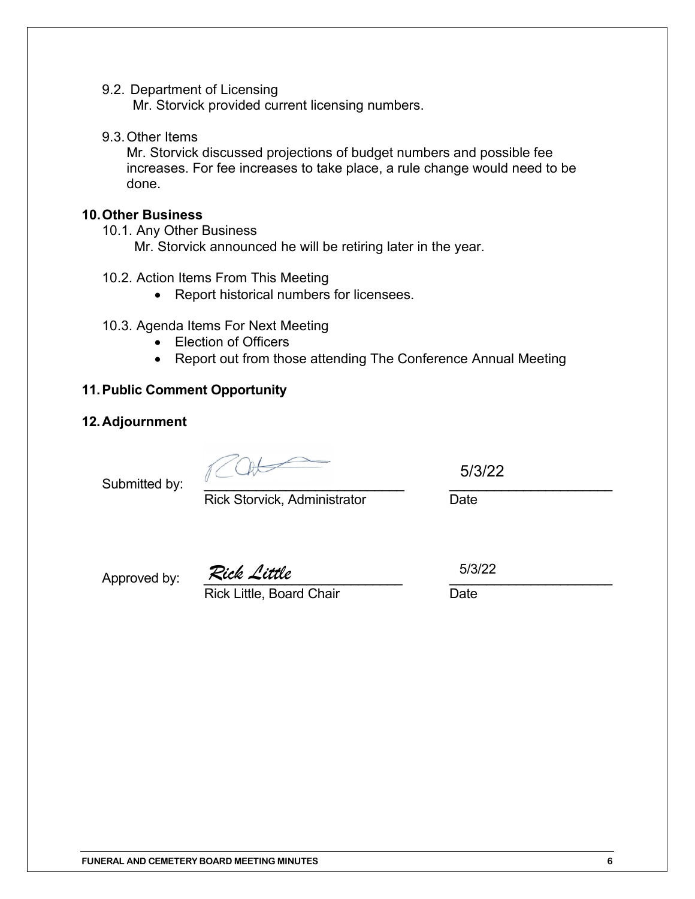9.2. Department of Licensing

Mr. Storvick provided current licensing numbers.

9.3. Other Items

Mr. Storvick discussed projections of budget numbers and possible fee increases. For fee increases to take place, a rule change would need to be done.

## 10. Other Business

10.1. Any Other Business

Mr. Storvick announced he will be retiring later in the year.

10.2. Action Items From This Meeting

- Report historical numbers for licensees.

10.3. Agenda Items For Next Meeting

- Election of Officers
- Report out from those attending The Conference Annual Meeting

## 11. Public Comment Opportunity

## 12. Adjournment

Submitted by: ___________________________ 5/3/22

Rick Storvick, Administrator    Date

Approved by: *Rick Little* 5/3/22

Rick Little, Board Chair    Date